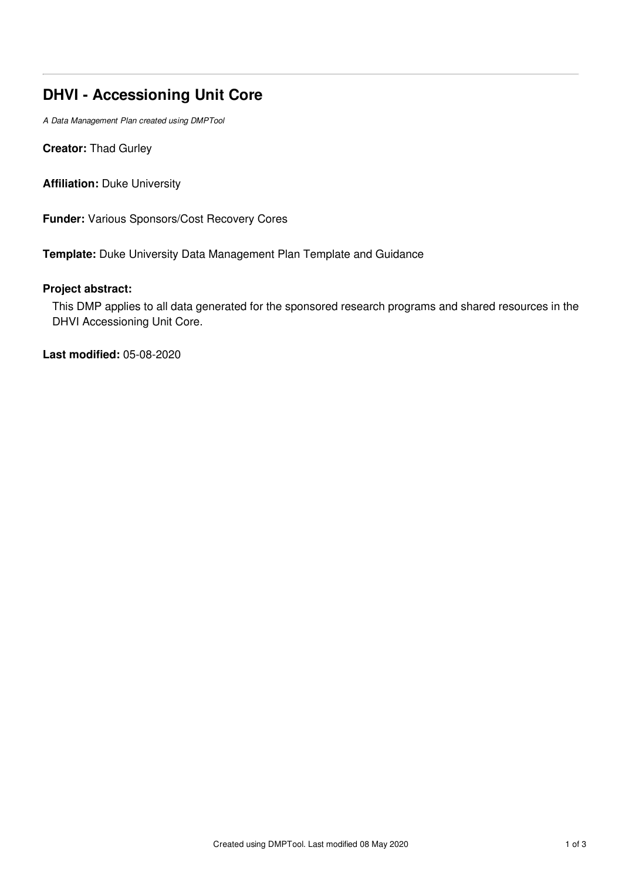# DHVI - Accessioning Unit Core

*A Data Management Plan created using DMPTool*

**Creator:** Thad Gurley

**Affiliation:** Duke University

**Funder:** Various Sponsors/Cost Recovery Cores

**Template:** Duke University Data Management Plan Template and Guidance

**Project abstract:**

This DMP applies to all data generated for the sponsored research programs and shared resources in the DHVI Accessioning Unit Core.

**Last modified:** 05-08-2020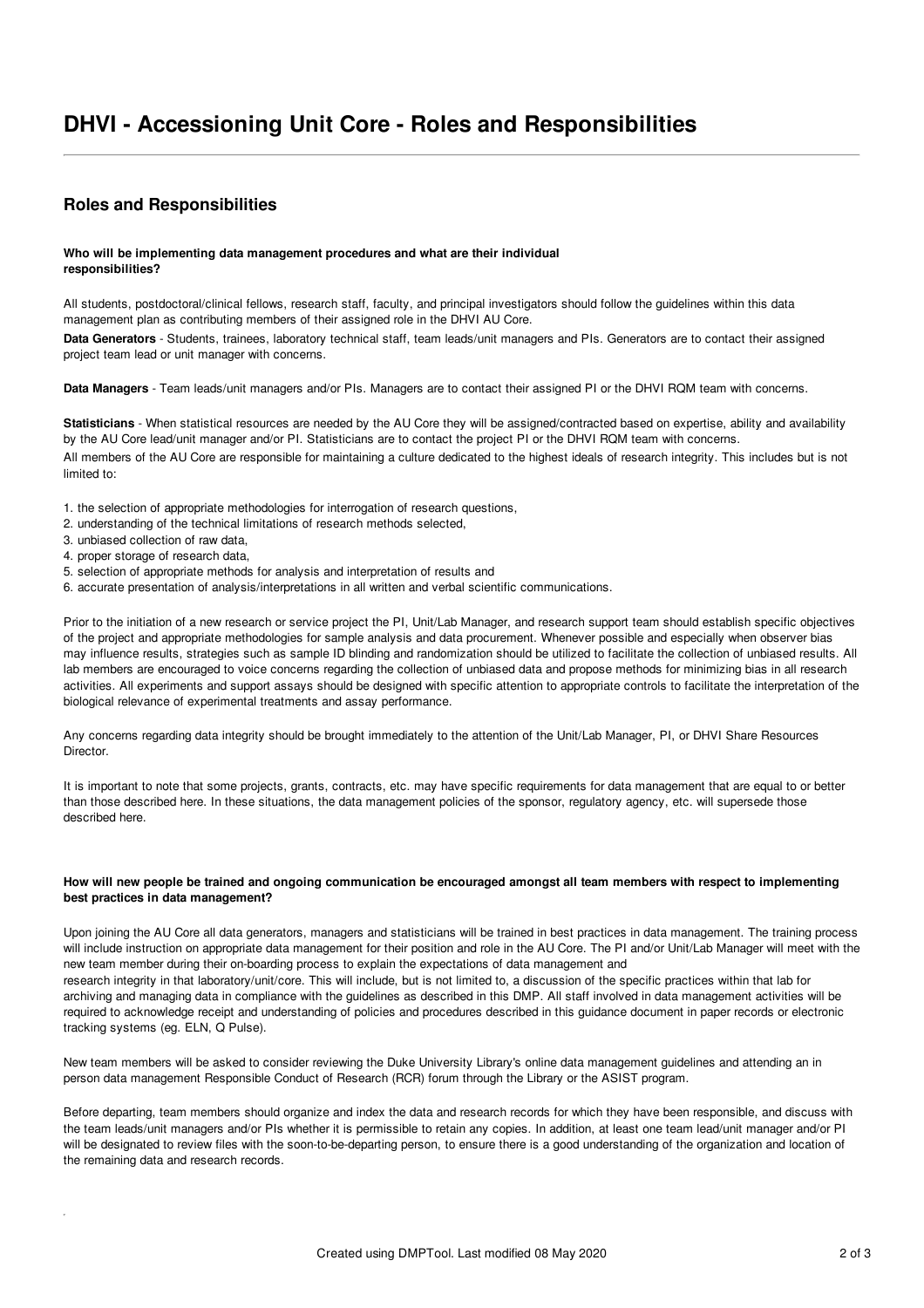# DHVI - Accessioning Unit Core - Roles and Responsibilities

## Roles and Responsibilities

**Who will be implementing data management procedures and what are their individual responsibilities?**

All students, postdoctoral/clinical fellows, research staff, faculty, and principal investigators should follow the guidelines within this data management plan as contributing members of their assigned role in the DHVI AU Core.

**Data Generators** - Students, trainees, laboratory technical staff, team leads/unit managers and PIs. Generators are to contact their assigned project team lead or unit manager with concerns.

**Data Managers** - Team leads/unit managers and/or PIs. Managers are to contact their assigned PI or the DHVI RQM team with concerns.

**Statisticians** - When statistical resources are needed by the AU Core they will be assigned/contracted based on expertise, ability and availability by the AU Core lead/unit manager and/or PI. Statisticians are to contact the project PI or the DHVI RQM team with concerns.

All members of the AU Core are responsible for maintaining a culture dedicated to the highest ideals of research integrity. This includes but is not limited to:

1. the selection of appropriate methodologies for interrogation of research questions,
2. understanding of the technical limitations of research methods selected,
3. unbiased collection of raw data,
4. proper storage of research data,
5. selection of appropriate methods for analysis and interpretation of results and
6. accurate presentation of analysis/interpretations in all written and verbal scientific communications.

Prior to the initiation of a new research or service project the PI, Unit/Lab Manager, and research support team should establish specific objectives of the project and appropriate methodologies for sample analysis and data procurement. Whenever possible and especially when observer bias may influence results, strategies such as sample ID blinding and randomization should be utilized to facilitate the collection of unbiased results. All lab members are encouraged to voice concerns regarding the collection of unbiased data and propose methods for minimizing bias in all research activities. All experiments and support assays should be designed with specific attention to appropriate controls to facilitate the interpretation of the biological relevance of experimental treatments and assay performance.

Any concerns regarding data integrity should be brought immediately to the attention of the Unit/Lab Manager, PI, or DHVI Share Resources Director.

It is important to note that some projects, grants, contracts, etc. may have specific requirements for data management that are equal to or better than those described here. In these situations, the data management policies of the sponsor, regulatory agency, etc. will supersede those described here.

**How will new people be trained and ongoing communication be encouraged amongst all team members with respect to implementing best practices in data management?**

Upon joining the AU Core all data generators, managers and statisticians will be trained in best practices in data management. The training process will include instruction on appropriate data management for their position and role in the AU Core. The PI and/or Unit/Lab Manager will meet with the new team member during their on-boarding process to explain the expectations of data management and research integrity in that laboratory/unit/core. This will include, but is not limited to, a discussion of the specific practices within that lab for archiving and managing data in compliance with the guidelines as described in this DMP. All staff involved in data management activities will be required to acknowledge receipt and understanding of policies and procedures described in this guidance document in paper records or electronic tracking systems (eg. ELN, Q Pulse).

New team members will be asked to consider reviewing the Duke University Library's online data management guidelines and attending an in person data management Responsible Conduct of Research (RCR) forum through the Library or the ASIST program.

Before departing, team members should organize and index the data and research records for which they have been responsible, and discuss with the team leads/unit managers and/or PIs whether it is permissible to retain any copies. In addition, at least one team lead/unit manager and/or PI will be designated to review files with the soon-to-be-departing person, to ensure there is a good understanding of the organization and location of the remaining data and research records.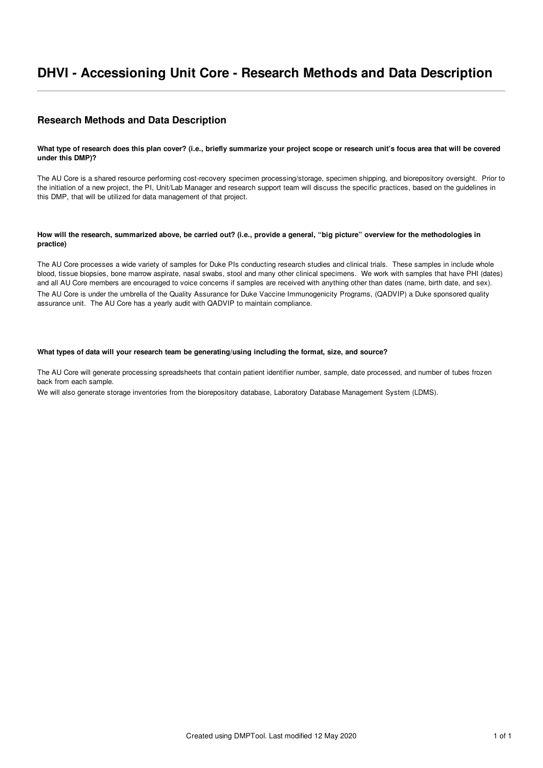# DHVI - Accessioning Unit Core - Research Methods and Data Description

## Research Methods and Data Description

**What type of research does this plan cover? (i.e., briefly summarize your project scope or research unit's focus area that will be covered under this DMP)?**

The AU Core is a shared resource performing cost-recovery specimen processing/storage, specimen shipping, and biorepository oversight. Prior to the initiation of a new project, the PI, Unit/Lab Manager and research support team will discuss the specific practices, based on the guidelines in this DMP, that will be utilized for data management of that project.

**How will the research, summarized above, be carried out? (i.e., provide a general, "big picture" overview for the methodologies in practice)**

The AU Core processes a wide variety of samples for Duke PIs conducting research studies and clinical trials. These samples in include whole blood, tissue biopsies, bone marrow aspirate, nasal swabs, stool and many other clinical specimens. We work with samples that have PHI (dates) and all AU Core members are encouraged to voice concerns if samples are received with anything other than dates (name, birth date, and sex).

The AU Core is under the umbrella of the Quality Assurance for Duke Vaccine Immunogenicity Programs, (QADVIP) a Duke sponsored quality assurance unit. The AU Core has a yearly audit with QADVIP to maintain compliance.

**What types of data will your research team be generating/using including the format, size, and source?**

The AU Core will generate processing spreadsheets that contain patient identifier number, sample, date processed, and number of tubes frozen back from each sample.

We will also generate storage inventories from the biorepository database, Laboratory Database Management System (LDMS).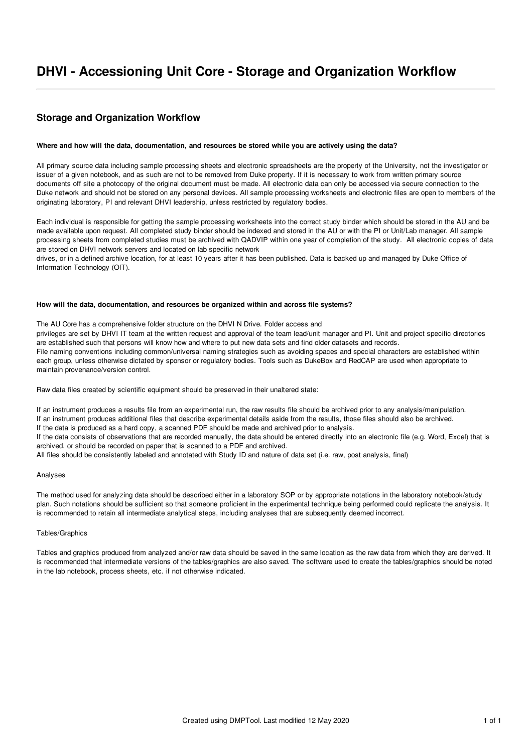# DHVI - Accessioning Unit Core - Storage and Organization Workflow

## Storage and Organization Workflow

**Where and how will the data, documentation, and resources be stored while you are actively using the data?**

All primary source data including sample processing sheets and electronic spreadsheets are the property of the University, not the investigator or issuer of a given notebook, and as such are not to be removed from Duke property. If it is necessary to work from written primary source documents off site a photocopy of the original document must be made. All electronic data can only be accessed via secure connection to the Duke network and should not be stored on any personal devices. All sample processing worksheets and electronic files are open to members of the originating laboratory, PI and relevant DHVI leadership, unless restricted by regulatory bodies.

Each individual is responsible for getting the sample processing worksheets into the correct study binder which should be stored in the AU and be made available upon request. All completed study binder should be indexed and stored in the AU or with the PI or Unit/Lab manager. All sample processing sheets from completed studies must be archived with QADVIP within one year of completion of the study. All electronic copies of data are stored on DHVI network servers and located on lab specific network drives, or in a defined archive location, for at least 10 years after it has been published. Data is backed up and managed by Duke Office of Information Technology (OIT).

**How will the data, documentation, and resources be organized within and across file systems?**

The AU Core has a comprehensive folder structure on the DHVI N Drive. Folder access and privileges are set by DHVI IT team at the written request and approval of the team lead/unit manager and PI. Unit and project specific directories are established such that persons will know how and where to put new data sets and find older datasets and records.
File naming conventions including common/universal naming strategies such as avoiding spaces and special characters are established within each group, unless otherwise dictated by sponsor or regulatory bodies. Tools such as DukeBox and RedCAP are used when appropriate to maintain provenance/version control.

Raw data files created by scientific equipment should be preserved in their unaltered state:

If an instrument produces a results file from an experimental run, the raw results file should be archived prior to any analysis/manipulation.
If an instrument produces additional files that describe experimental details aside from the results, those files should also be archived.
If the data is produced as a hard copy, a scanned PDF should be made and archived prior to analysis.
If the data consists of observations that are recorded manually, the data should be entered directly into an electronic file (e.g. Word, Excel) that is archived, or should be recorded on paper that is scanned to a PDF and archived.
All files should be consistently labeled and annotated with Study ID and nature of data set (i.e. raw, post analysis, final)

Analyses

The method used for analyzing data should be described either in a laboratory SOP or by appropriate notations in the laboratory notebook/study plan. Such notations should be sufficient so that someone proficient in the experimental technique being performed could replicate the analysis. It is recommended to retain all intermediate analytical steps, including analyses that are subsequently deemed incorrect.

Tables/Graphics

Tables and graphics produced from analyzed and/or raw data should be saved in the same location as the raw data from which they are derived. It is recommended that intermediate versions of the tables/graphics are also saved. The software used to create the tables/graphics should be noted in the lab notebook, process sheets, etc. if not otherwise indicated.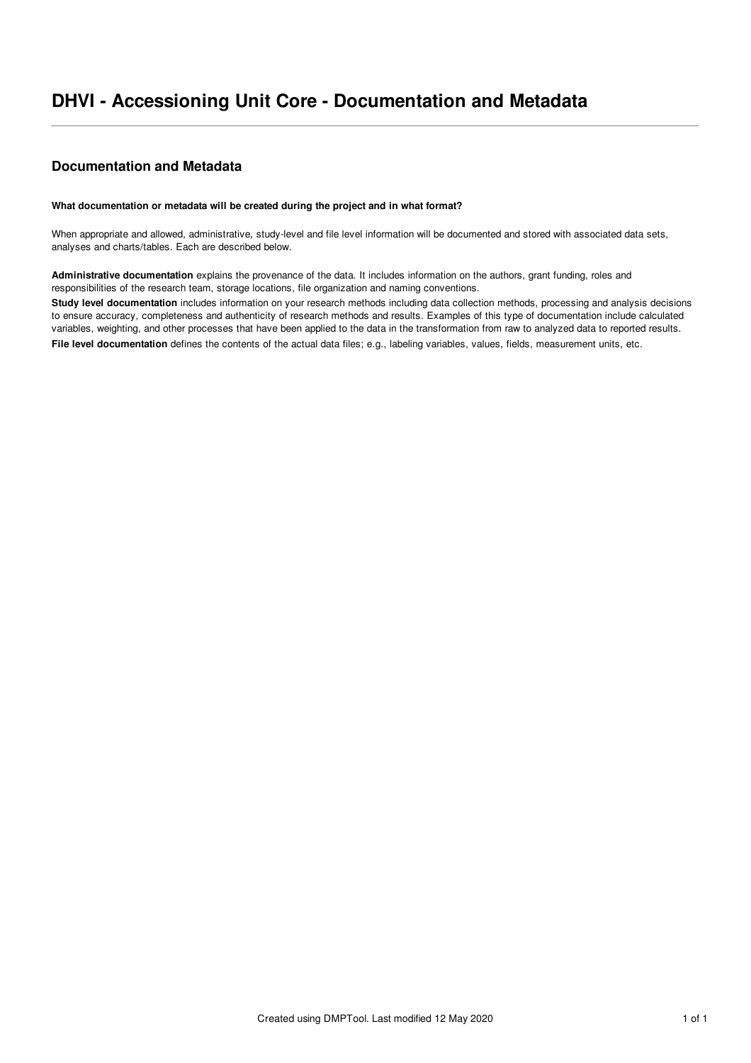# DHVI - Accessioning Unit Core - Documentation and Metadata

## Documentation and Metadata

**What documentation or metadata will be created during the project and in what format?**

When appropriate and allowed, administrative, study-level and file level information will be documented and stored with associated data sets, analyses and charts/tables. Each are described below.

**Administrative documentation** explains the provenance of the data. It includes information on the authors, grant funding, roles and responsibilities of the research team, storage locations, file organization and naming conventions.

**Study level documentation** includes information on your research methods including data collection methods, processing and analysis decisions to ensure accuracy, completeness and authenticity of research methods and results. Examples of this type of documentation include calculated variables, weighting, and other processes that have been applied to the data in the transformation from raw to analyzed data to reported results.

**File level documentation** defines the contents of the actual data files; e.g., labeling variables, values, fields, measurement units, etc.

Created using DMPTool. Last modified 12 May 2020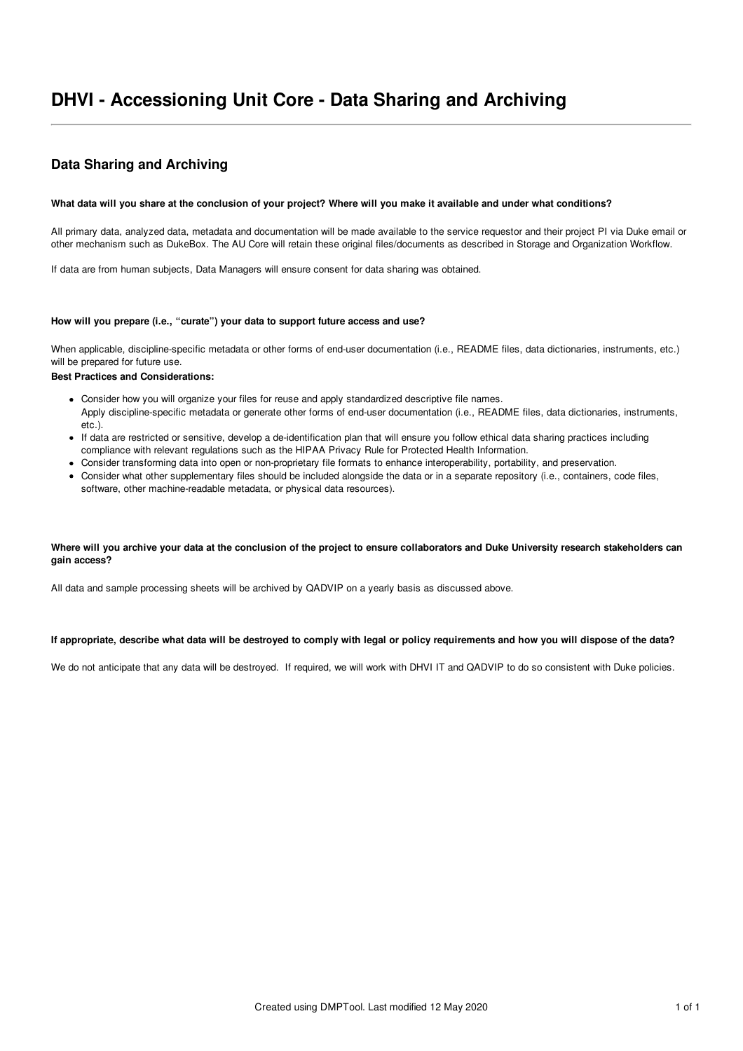# DHVI - Accessioning Unit Core - Data Sharing and Archiving

## Data Sharing and Archiving

**What data will you share at the conclusion of your project? Where will you make it available and under what conditions?**

All primary data, analyzed data, metadata and documentation will be made available to the service requestor and their project PI via Duke email or other mechanism such as DukeBox. The AU Core will retain these original files/documents as described in Storage and Organization Workflow.

If data are from human subjects, Data Managers will ensure consent for data sharing was obtained.

**How will you prepare (i.e., "curate") your data to support future access and use?**

When applicable, discipline-specific metadata or other forms of end-user documentation (i.e., README files, data dictionaries, instruments, etc.) will be prepared for future use.

**Best Practices and Considerations:**

- Consider how you will organize your files for reuse and apply standardized descriptive file names.
  Apply discipline-specific metadata or generate other forms of end-user documentation (i.e., README files, data dictionaries, instruments, etc.).
- If data are restricted or sensitive, develop a de-identification plan that will ensure you follow ethical data sharing practices including compliance with relevant regulations such as the HIPAA Privacy Rule for Protected Health Information.
- Consider transforming data into open or non-proprietary file formats to enhance interoperability, portability, and preservation.
- Consider what other supplementary files should be included alongside the data or in a separate repository (i.e., containers, code files, software, other machine-readable metadata, or physical data resources).

**Where will you archive your data at the conclusion of the project to ensure collaborators and Duke University research stakeholders can gain access?**

All data and sample processing sheets will be archived by QADVIP on a yearly basis as discussed above.

**If appropriate, describe what data will be destroyed to comply with legal or policy requirements and how you will dispose of the data?**

We do not anticipate that any data will be destroyed. If required, we will work with DHVI IT and QADVIP to do so consistent with Duke policies.

Created using DMPTool. Last modified 12 May 2020